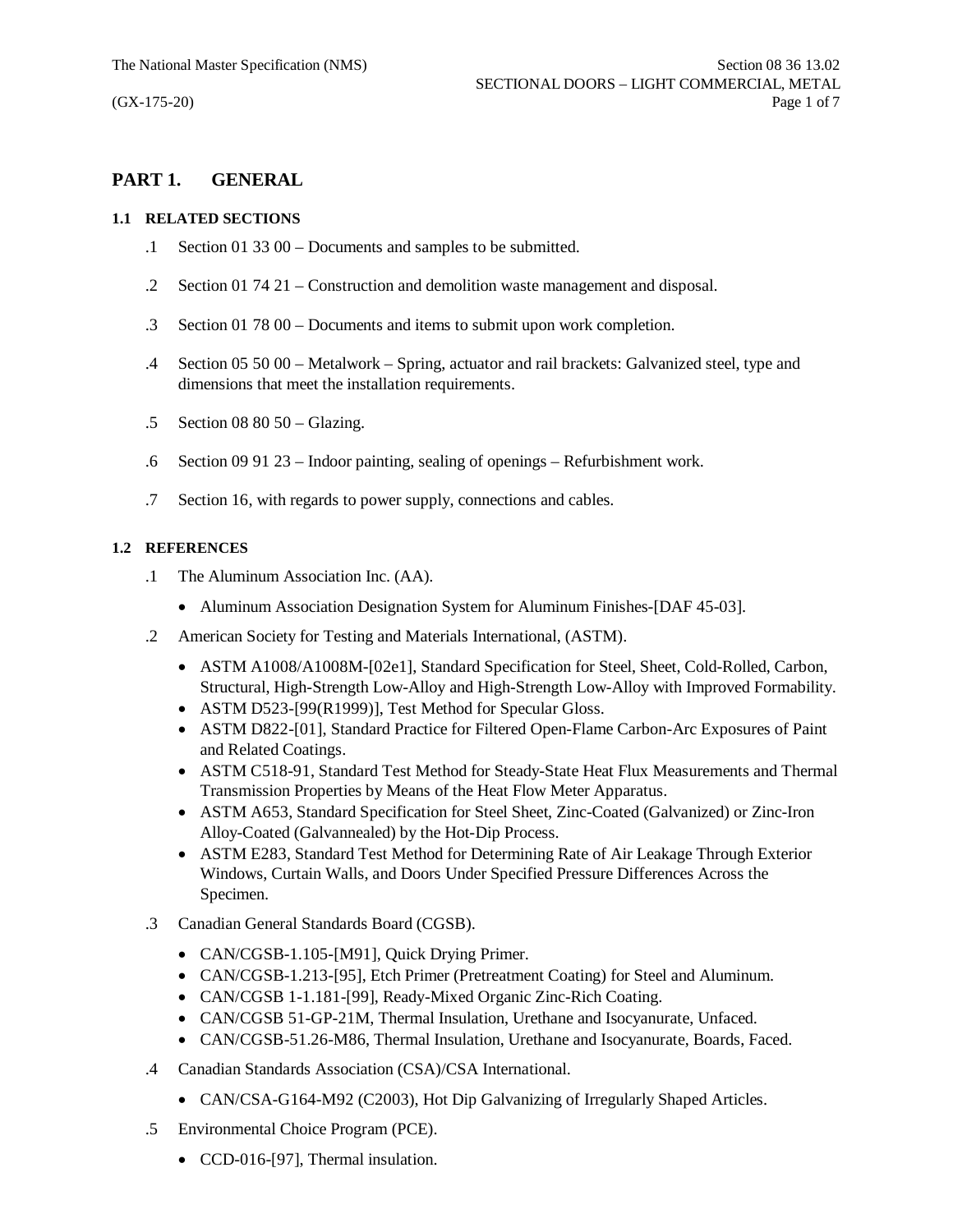# PART 1. GENERAL

### 1.1 RELATED SECTIONS

.1 Section 01 33 00 – Documents and samples to be submitted.

.2 Section 01 74 21 – Construction and demolition waste management and disposal.

.3 Section 01 78 00 – Documents and items to submit upon work completion.

.4 Section 05 50 00 – Metalwork – Spring, actuator and rail brackets: Galvanized steel, type and dimensions that meet the installation requirements.

.5 Section 08 80 50 – Glazing.

.6 Section 09 91 23 – Indoor painting, sealing of openings – Refurbishment work.

.7 Section 16, with regards to power supply, connections and cables.

### 1.2 REFERENCES

.1 The Aluminum Association Inc. (AA).

- Aluminum Association Designation System for Aluminum Finishes-[DAF 45-03].

.2 American Society for Testing and Materials International, (ASTM).

- ASTM A1008/A1008M-[02e1], Standard Specification for Steel, Sheet, Cold-Rolled, Carbon, Structural, High-Strength Low-Alloy and High-Strength Low-Alloy with Improved Formability.
- ASTM D523-[99(R1999)], Test Method for Specular Gloss.
- ASTM D822-[01], Standard Practice for Filtered Open-Flame Carbon-Arc Exposures of Paint and Related Coatings.
- ASTM C518-91, Standard Test Method for Steady-State Heat Flux Measurements and Thermal Transmission Properties by Means of the Heat Flow Meter Apparatus.
- ASTM A653, Standard Specification for Steel Sheet, Zinc-Coated (Galvanized) or Zinc-Iron Alloy-Coated (Galvannealed) by the Hot-Dip Process.
- ASTM E283, Standard Test Method for Determining Rate of Air Leakage Through Exterior Windows, Curtain Walls, and Doors Under Specified Pressure Differences Across the Specimen.

.3 Canadian General Standards Board (CGSB).

- CAN/CGSB-1.105-[M91], Quick Drying Primer.
- CAN/CGSB-1.213-[95], Etch Primer (Pretreatment Coating) for Steel and Aluminum.
- CAN/CGSB 1-1.181-[99], Ready-Mixed Organic Zinc-Rich Coating.
- CAN/CGSB 51-GP-21M, Thermal Insulation, Urethane and Isocyanurate, Unfaced.
- CAN/CGSB-51.26-M86, Thermal Insulation, Urethane and Isocyanurate, Boards, Faced.

.4 Canadian Standards Association (CSA)/CSA International.

- CAN/CSA-G164-M92 (C2003), Hot Dip Galvanizing of Irregularly Shaped Articles.

.5 Environmental Choice Program (PCE).

- CCD-016-[97], Thermal insulation.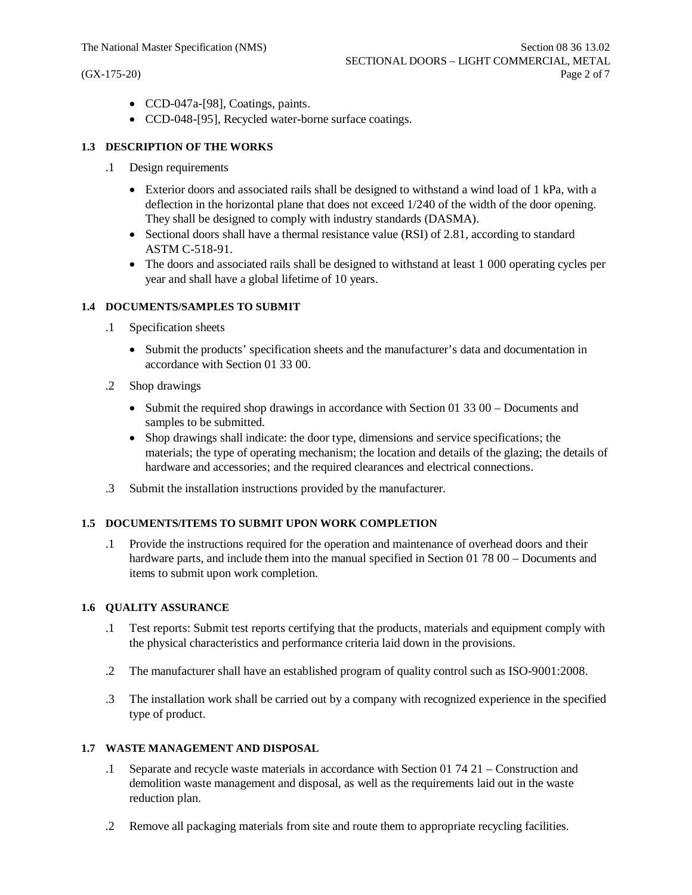- CCD-047a-[98], Coatings, paints.
- CCD-048-[95], Recycled water-borne surface coatings.

### 1.3 DESCRIPTION OF THE WORKS

.1 Design requirements

- Exterior doors and associated rails shall be designed to withstand a wind load of 1 kPa, with a deflection in the horizontal plane that does not exceed 1/240 of the width of the door opening. They shall be designed to comply with industry standards (DASMA).
- Sectional doors shall have a thermal resistance value (RSI) of 2.81, according to standard ASTM C-518-91.
- The doors and associated rails shall be designed to withstand at least 1 000 operating cycles per year and shall have a global lifetime of 10 years.

### 1.4 DOCUMENTS/SAMPLES TO SUBMIT

.1 Specification sheets

- Submit the products' specification sheets and the manufacturer's data and documentation in accordance with Section 01 33 00.

.2 Shop drawings

- Submit the required shop drawings in accordance with Section 01 33 00 – Documents and samples to be submitted.
- Shop drawings shall indicate: the door type, dimensions and service specifications; the materials; the type of operating mechanism; the location and details of the glazing; the details of hardware and accessories; and the required clearances and electrical connections.

.3 Submit the installation instructions provided by the manufacturer.

### 1.5 DOCUMENTS/ITEMS TO SUBMIT UPON WORK COMPLETION

.1 Provide the instructions required for the operation and maintenance of overhead doors and their hardware parts, and include them into the manual specified in Section 01 78 00 – Documents and items to submit upon work completion.

### 1.6 QUALITY ASSURANCE

.1 Test reports: Submit test reports certifying that the products, materials and equipment comply with the physical characteristics and performance criteria laid down in the provisions.

.2 The manufacturer shall have an established program of quality control such as ISO-9001:2008.

.3 The installation work shall be carried out by a company with recognized experience in the specified type of product.

### 1.7 WASTE MANAGEMENT AND DISPOSAL

.1 Separate and recycle waste materials in accordance with Section 01 74 21 – Construction and demolition waste management and disposal, as well as the requirements laid out in the waste reduction plan.

.2 Remove all packaging materials from site and route them to appropriate recycling facilities.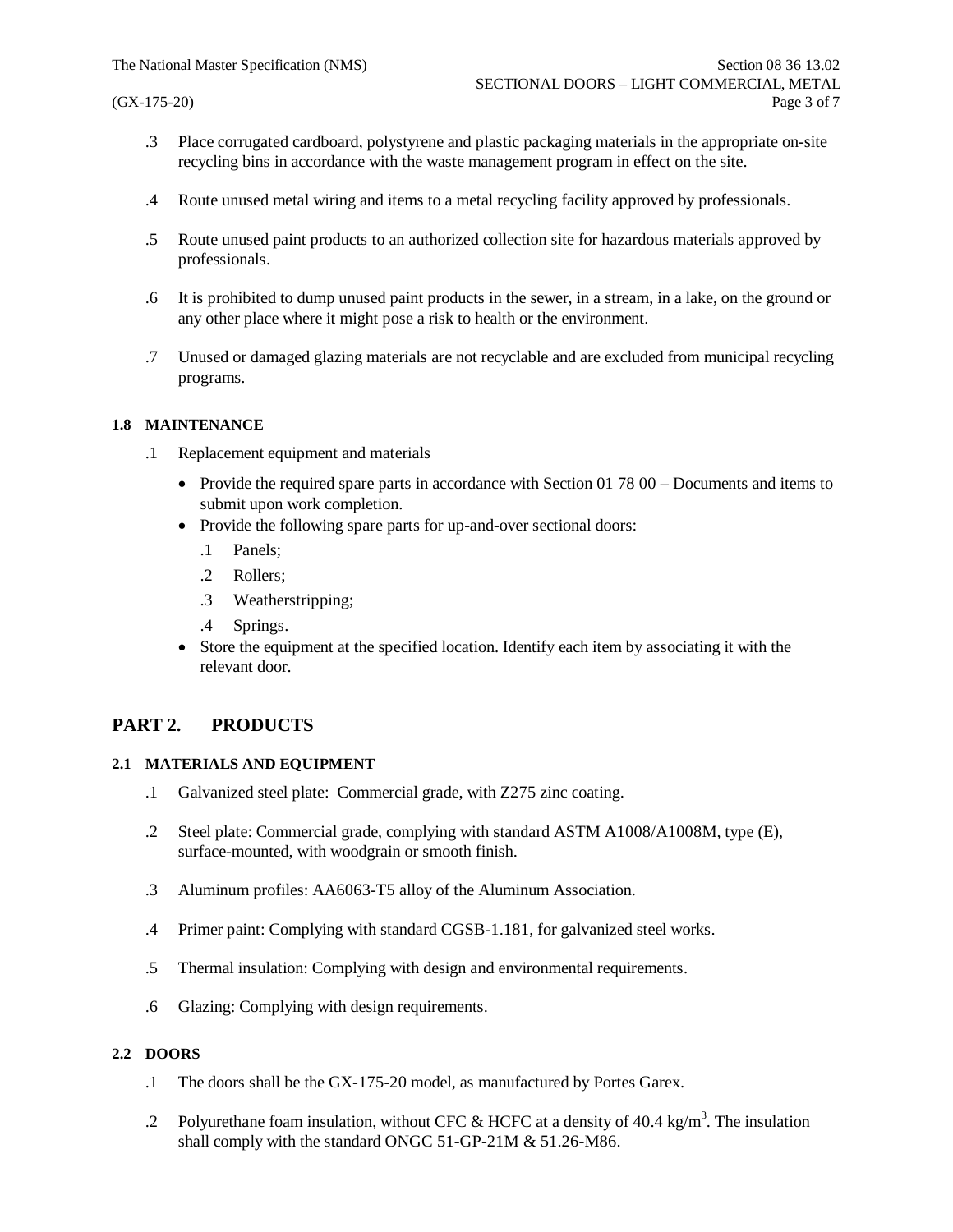.3 Place corrugated cardboard, polystyrene and plastic packaging materials in the appropriate on-site recycling bins in accordance with the waste management program in effect on the site.

.4 Route unused metal wiring and items to a metal recycling facility approved by professionals.

.5 Route unused paint products to an authorized collection site for hazardous materials approved by professionals.

.6 It is prohibited to dump unused paint products in the sewer, in a stream, in a lake, on the ground or any other place where it might pose a risk to health or the environment.

.7 Unused or damaged glazing materials are not recyclable and are excluded from municipal recycling programs.

### 1.8 MAINTENANCE

.1 Replacement equipment and materials

- Provide the required spare parts in accordance with Section 01 78 00 – Documents and items to submit upon work completion.
- Provide the following spare parts for up-and-over sectional doors:
  - .1 Panels;
  - .2 Rollers;
  - .3 Weatherstripping;
  - .4 Springs.
- Store the equipment at the specified location. Identify each item by associating it with the relevant door.

## PART 2. PRODUCTS

### 2.1 MATERIALS AND EQUIPMENT

.1 Galvanized steel plate: Commercial grade, with Z275 zinc coating.

.2 Steel plate: Commercial grade, complying with standard ASTM A1008/A1008M, type (E), surface-mounted, with woodgrain or smooth finish.

.3 Aluminum profiles: AA6063-T5 alloy of the Aluminum Association.

.4 Primer paint: Complying with standard CGSB-1.181, for galvanized steel works.

.5 Thermal insulation: Complying with design and environmental requirements.

.6 Glazing: Complying with design requirements.

### 2.2 DOORS

.1 The doors shall be the GX-175-20 model, as manufactured by Portes Garex.

.2 Polyurethane foam insulation, without CFC & HCFC at a density of 40.4 $kg/m^3$. The insulation shall comply with the standard ONGC 51-GP-21M & 51.26-M86.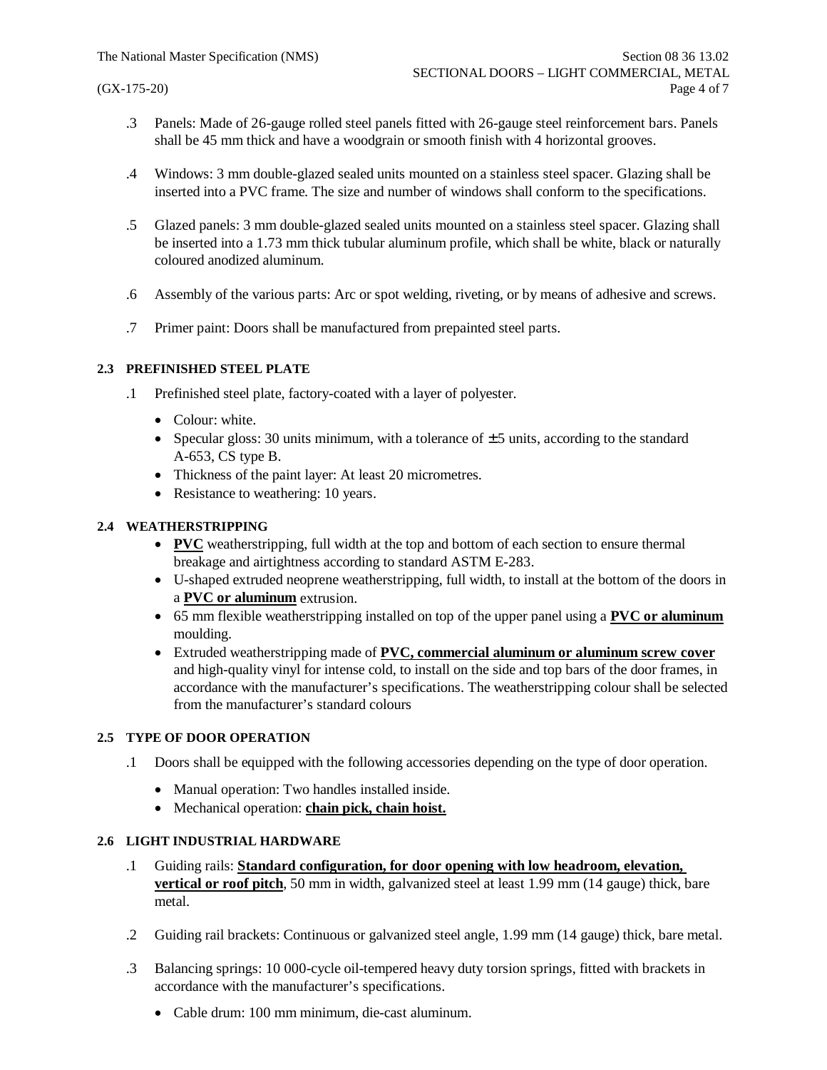.3 Panels: Made of 26-gauge rolled steel panels fitted with 26-gauge steel reinforcement bars. Panels shall be 45 mm thick and have a woodgrain or smooth finish with 4 horizontal grooves.

.4 Windows: 3 mm double-glazed sealed units mounted on a stainless steel spacer. Glazing shall be inserted into a PVC frame. The size and number of windows shall conform to the specifications.

.5 Glazed panels: 3 mm double-glazed sealed units mounted on a stainless steel spacer. Glazing shall be inserted into a 1.73 mm thick tubular aluminum profile, which shall be white, black or naturally coloured anodized aluminum.

.6 Assembly of the various parts: Arc or spot welding, riveting, or by means of adhesive and screws.

.7 Primer paint: Doors shall be manufactured from prepainted steel parts.

### 2.3 PREFINISHED STEEL PLATE

.1 Prefinished steel plate, factory-coated with a layer of polyester.

- Colour: white.
- Specular gloss: 30 units minimum, with a tolerance of ± 5 units, according to the standard A-653, CS type B.
- Thickness of the paint layer: At least 20 micrometres.
- Resistance to weathering: 10 years.

### 2.4 WEATHERSTRIPPING

- **PVC** weatherstripping, full width at the top and bottom of each section to ensure thermal breakage and airtightness according to standard ASTM E-283.
- U-shaped extruded neoprene weatherstripping, full width, to install at the bottom of the doors in a **PVC or aluminum** extrusion.
- 65 mm flexible weatherstripping installed on top of the upper panel using a **PVC or aluminum** moulding.
- Extruded weatherstripping made of **PVC, commercial aluminum or aluminum screw cover** and high-quality vinyl for intense cold, to install on the side and top bars of the door frames, in accordance with the manufacturer's specifications. The weatherstripping colour shall be selected from the manufacturer's standard colours

### 2.5 TYPE OF DOOR OPERATION

.1 Doors shall be equipped with the following accessories depending on the type of door operation.

- Manual operation: Two handles installed inside.
- Mechanical operation: **chain pick, chain hoist.**

### 2.6 LIGHT INDUSTRIAL HARDWARE

.1 Guiding rails: **Standard configuration, for door opening with low headroom, elevation, vertical or roof pitch**, 50 mm in width, galvanized steel at least 1.99 mm (14 gauge) thick, bare metal.

.2 Guiding rail brackets: Continuous or galvanized steel angle, 1.99 mm (14 gauge) thick, bare metal.

.3 Balancing springs: 10 000-cycle oil-tempered heavy duty torsion springs, fitted with brackets in accordance with the manufacturer's specifications.

- Cable drum: 100 mm minimum, die-cast aluminum.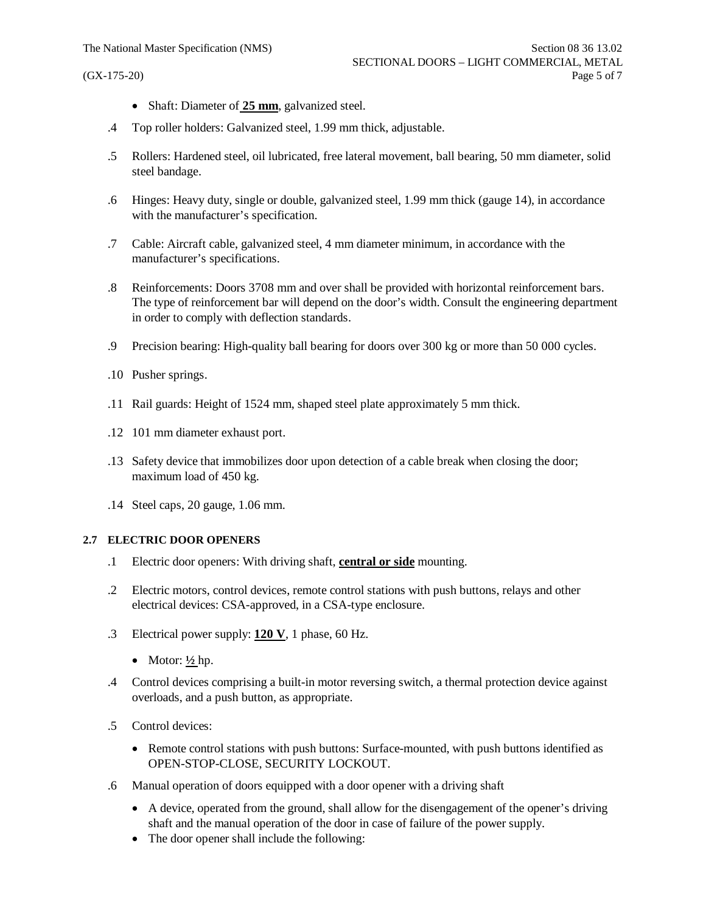- Shaft: Diameter of **25 mm**, galvanized steel.

.4 Top roller holders: Galvanized steel, 1.99 mm thick, adjustable.

.5 Rollers: Hardened steel, oil lubricated, free lateral movement, ball bearing, 50 mm diameter, solid steel bandage.

.6 Hinges: Heavy duty, single or double, galvanized steel, 1.99 mm thick (gauge 14), in accordance with the manufacturer's specification.

.7 Cable: Aircraft cable, galvanized steel, 4 mm diameter minimum, in accordance with the manufacturer's specifications.

.8 Reinforcements: Doors 3708 mm and over shall be provided with horizontal reinforcement bars. The type of reinforcement bar will depend on the door's width. Consult the engineering department in order to comply with deflection standards.

.9 Precision bearing: High-quality ball bearing for doors over 300 kg or more than 50 000 cycles.

.10 Pusher springs.

.11 Rail guards: Height of 1524 mm, shaped steel plate approximately 5 mm thick.

.12 101 mm diameter exhaust port.

.13 Safety device that immobilizes door upon detection of a cable break when closing the door; maximum load of 450 kg.

.14 Steel caps, 20 gauge, 1.06 mm.

### 2.7 ELECTRIC DOOR OPENERS

.1 Electric door openers: With driving shaft, **central or side** mounting.

.2 Electric motors, control devices, remote control stations with push buttons, relays and other electrical devices: CSA-approved, in a CSA-type enclosure.

.3 Electrical power supply: **120 V**, 1 phase, 60 Hz.

- Motor: **½** hp.

.4 Control devices comprising a built-in motor reversing switch, a thermal protection device against overloads, and a push button, as appropriate.

.5 Control devices:

- Remote control stations with push buttons: Surface-mounted, with push buttons identified as OPEN-STOP-CLOSE, SECURITY LOCKOUT.

.6 Manual operation of doors equipped with a door opener with a driving shaft

- A device, operated from the ground, shall allow for the disengagement of the opener's driving shaft and the manual operation of the door in case of failure of the power supply.
- The door opener shall include the following: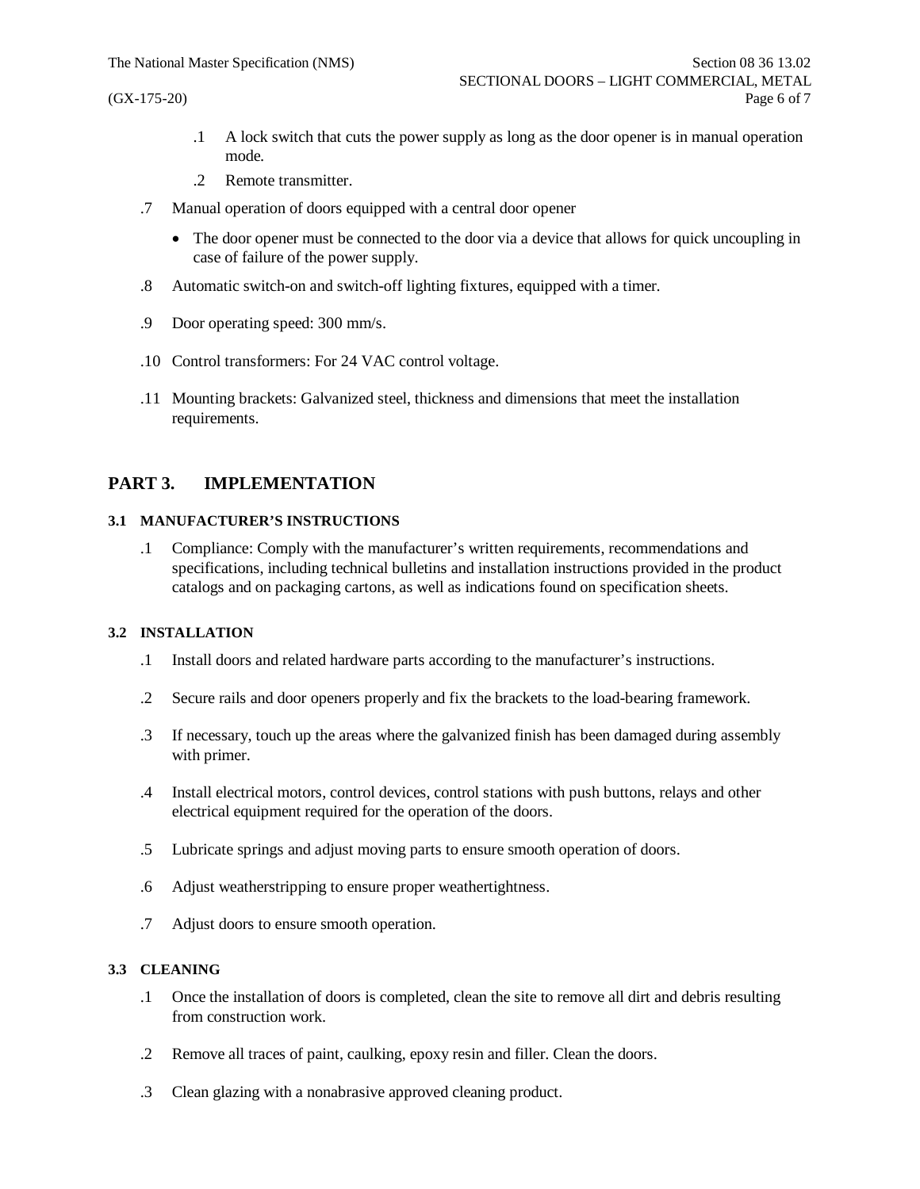.1 A lock switch that cuts the power supply as long as the door opener is in manual operation mode.

.2 Remote transmitter.

.7 Manual operation of doors equipped with a central door opener

- The door opener must be connected to the door via a device that allows for quick uncoupling in case of failure of the power supply.

.8 Automatic switch-on and switch-off lighting fixtures, equipped with a timer.

.9 Door operating speed: 300 mm/s.

.10 Control transformers: For 24 VAC control voltage.

.11 Mounting brackets: Galvanized steel, thickness and dimensions that meet the installation requirements.

## PART 3. IMPLEMENTATION

### 3.1 MANUFACTURER'S INSTRUCTIONS

.1 Compliance: Comply with the manufacturer's written requirements, recommendations and specifications, including technical bulletins and installation instructions provided in the product catalogs and on packaging cartons, as well as indications found on specification sheets.

### 3.2 INSTALLATION

.1 Install doors and related hardware parts according to the manufacturer's instructions.

.2 Secure rails and door openers properly and fix the brackets to the load-bearing framework.

.3 If necessary, touch up the areas where the galvanized finish has been damaged during assembly with primer.

.4 Install electrical motors, control devices, control stations with push buttons, relays and other electrical equipment required for the operation of the doors.

.5 Lubricate springs and adjust moving parts to ensure smooth operation of doors.

.6 Adjust weatherstripping to ensure proper weathertightness.

.7 Adjust doors to ensure smooth operation.

### 3.3 CLEANING

.1 Once the installation of doors is completed, clean the site to remove all dirt and debris resulting from construction work.

.2 Remove all traces of paint, caulking, epoxy resin and filler. Clean the doors.

.3 Clean glazing with a nonabrasive approved cleaning product.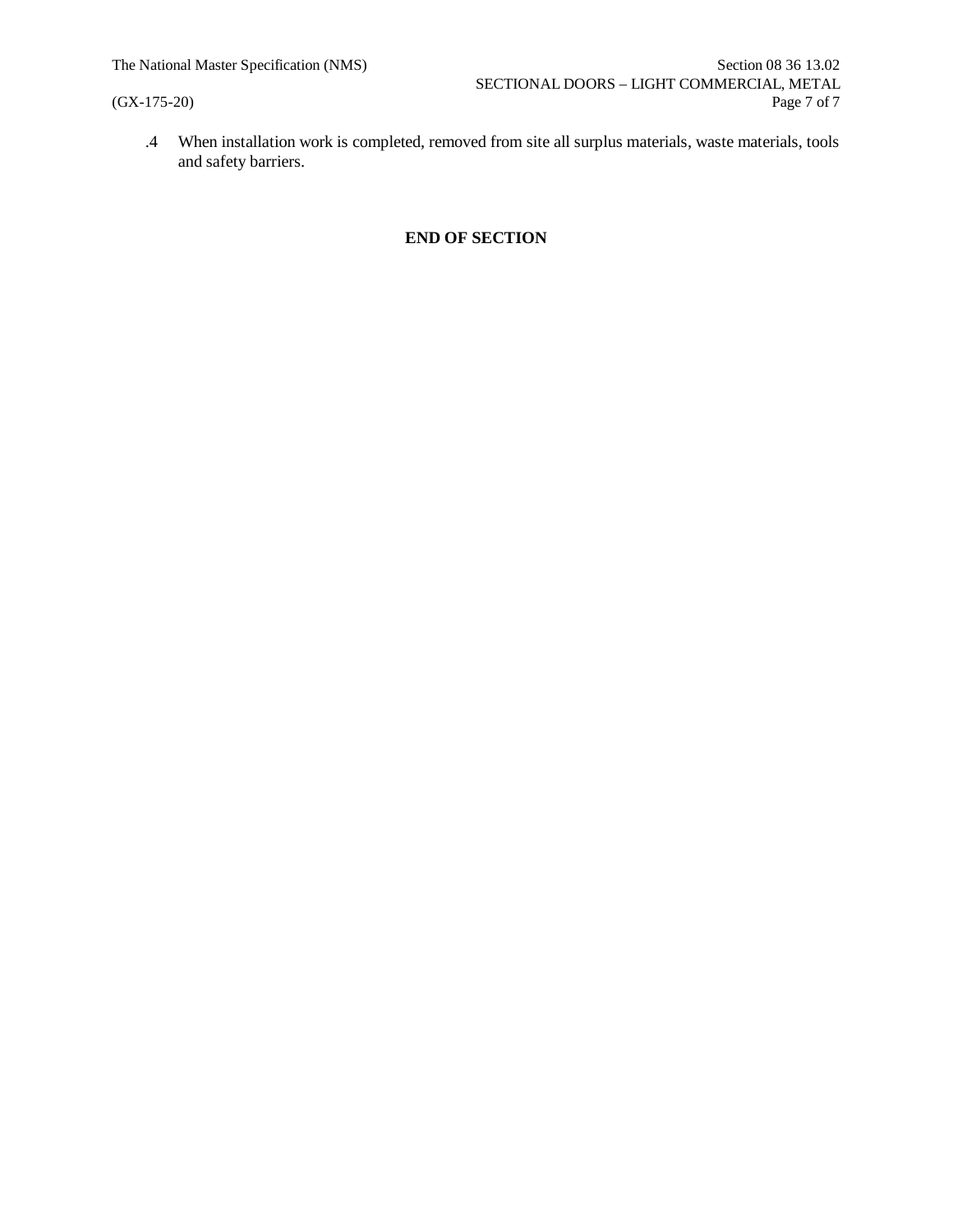.4 When installation work is completed, removed from site all surplus materials, waste materials, tools and safety barriers.

**END OF SECTION**